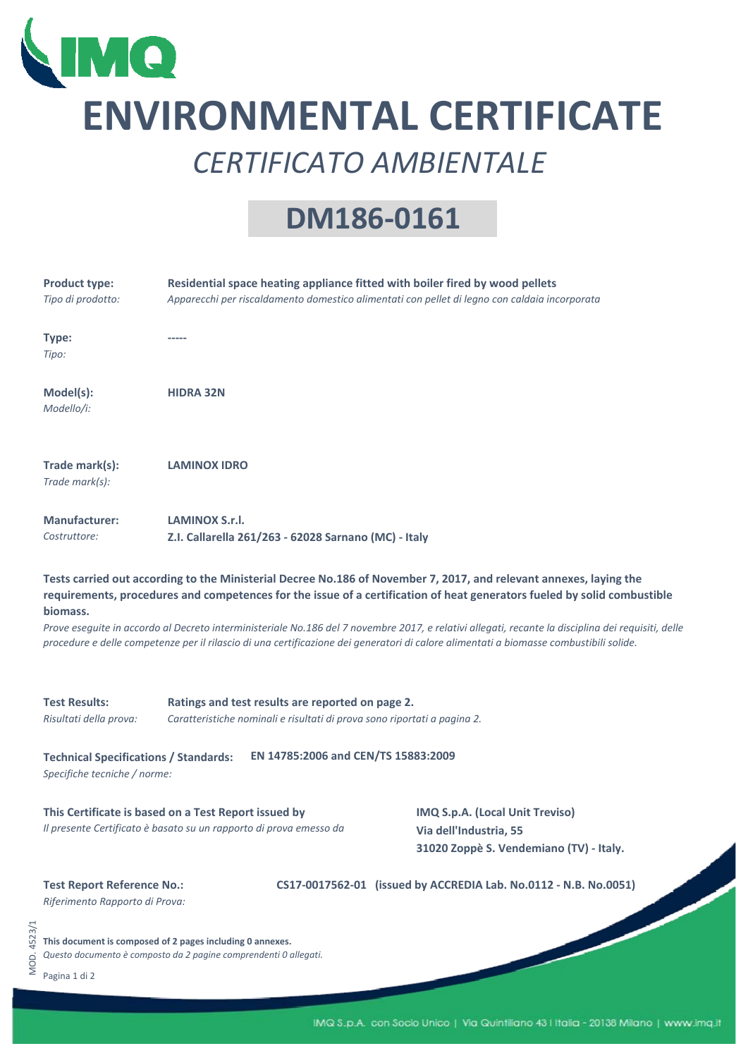# ENVIRONMENTAL CERTIFICATE

## *CERTIFICATO AMBIENTALE*

## DM186-0161

**Product type:** **Residential space heating appliance fitted with boiler fired by wood pellets**
*Tipo di prodotto:* *Apparecchi per riscaldamento domestico alimentati con pellet di legno con caldaia incorporata*

**Type:** **-----**
*Tipo:*

**Model(s):** **HIDRA 32N**
*Modello/i:*

**Trade mark(s):** **LAMINOX IDRO**
*Trade mark(s):*

**Manufacturer:** **LAMINOX S.r.l.**
*Costruttore:* **Z.I. Callarella 261/263 - 62028 Sarnano (MC) - Italy**

**Tests carried out according to the Ministerial Decree No.186 of November 7, 2017, and relevant annexes, laying the requirements, procedures and competences for the issue of a certification of heat generators fueled by solid combustible biomass.**
*Prove eseguite in accordo al Decreto interministeriale No.186 del 7 novembre 2017, e relativi allegati, recante la disciplina dei requisiti, delle procedure e delle competenze per il rilascio di una certificazione dei generatori di calore alimentati a biomasse combustibili solide.*

**Test Results:** **Ratings and test results are reported on page 2.**
*Risultati della prova:* *Caratteristiche nominali e risultati di prova sono riportati a pagina 2.*

**Technical Specifications / Standards:** **EN 14785:2006 and CEN/TS 15883:2009**
*Specifiche tecniche / norme:*

**This Certificate is based on a Test Report issued by**
*Il presente Certificato è basato su un rapporto di prova emesso da*

**IMQ S.p.A. (Local Unit Treviso)**
**Via dell'Industria, 55**
**31020 Zoppè S. Vendemiano (TV) - Italy.**

**Test Report Reference No.:** **CS17-0017562-01 (issued by ACCREDIA Lab. No.0112 - N.B. No.0051)**
*Riferimento Rapporto di Prova:*

**This document is composed of 2 pages including 0 annexes.**
*Questo documento è composto da 2 pagine comprendenti 0 allegati.*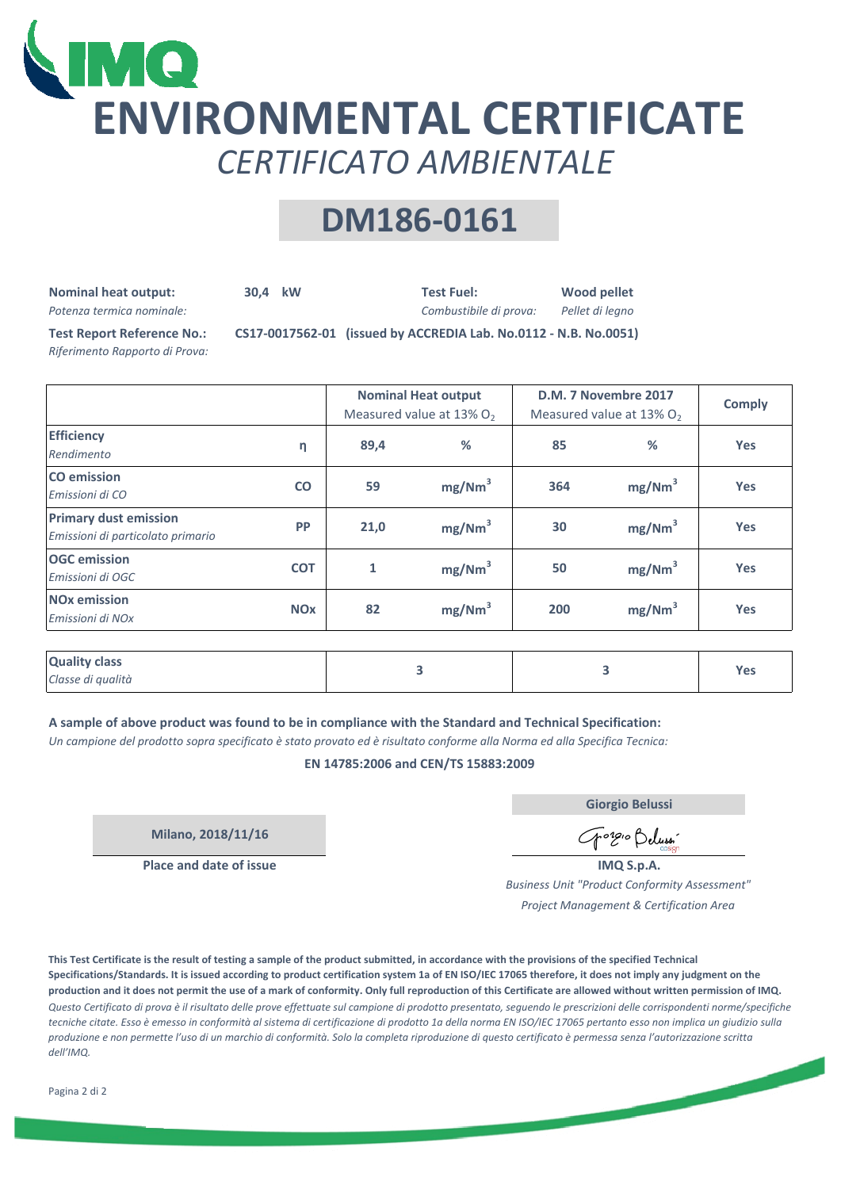# ENVIRONMENTAL CERTIFICATE

*CERTIFICATO AMBIENTALE*

## DM186-0161

**Nominal heat output:** *Potenza termica nominale:* **30,4 kW**

**Test Fuel:** *Combustibile di prova:* **Wood pellet** *Pellet di legno*

**Test Report Reference No.:** *Riferimento Rapporto di Prova:* **CS17-0017562-01 (issued by ACCREDIA Lab. No.0112 - N.B. No.0051)**

| | | Nominal Heat output Measured value at 13% $O_2$ | | D.M. 7 Novembre 2017 Measured value at 13% $O_2$ | | Comply |
|---|---|---|---|---|---|---|
| **Efficiency** *Rendimento* | η | 89,4 | % | 85 | % | Yes |
| **CO emission** *Emissioni di CO* | CO | 59 | $mg/Nm^3$ | 364 | $mg/Nm^3$ | Yes |
| **Primary dust emission** *Emissioni di particolato primario* | PP | 21,0 | $mg/Nm^3$ | 30 | $mg/Nm^3$ | Yes |
| **OGC emission** *Emissioni di OGC* | COT | 1 | $mg/Nm^3$ | 50 | $mg/Nm^3$ | Yes |
| **NOx emission** *Emissioni di NOx* | NOx | 82 | $mg/Nm^3$ | 200 | $mg/Nm^3$ | Yes |

| | | | |
|---|---|---|---|
| **Quality class** *Classe di qualità* | 3 | 3 | Yes |

**A sample of above product was found to be in compliance with the Standard and Technical Specification:**

*Un campione del prodotto sopra specificato è stato provato ed è risultato conforme alla Norma ed alla Specifica Tecnica:*

**EN 14785:2006 and CEN/TS 15883:2009**

**Milano, 2018/11/16**

**Place and date of issue**

**Giorgio Belussi**

Giorgio Belussi

**IMQ S.p.A.**

*Business Unit "Product Conformity Assessment"*

*Project Management & Certification Area*

**This Test Certificate is the result of testing a sample of the product submitted, in accordance with the provisions of the specified Technical Specifications/Standards. It is issued according to product certification system 1a of EN ISO/IEC 17065 therefore, it does not imply any judgment on the production and it does not permit the use of a mark of conformity. Only full reproduction of this Certificate are allowed without written permission of IMQ.**

*Questo Certificato di prova è il risultato delle prove effettuate sul campione di prodotto presentato, seguendo le prescrizioni delle corrispondenti norme/specifiche tecniche citate. Esso è emesso in conformità al sistema di certificazione di prodotto 1a della norma EN ISO/IEC 17065 pertanto esso non implica un giudizio sulla produzione e non permette l'uso di un marchio di conformità. Solo la completa riproduzione di questo certificato è permessa senza l'autorizzazione scritta dell'IMQ.*